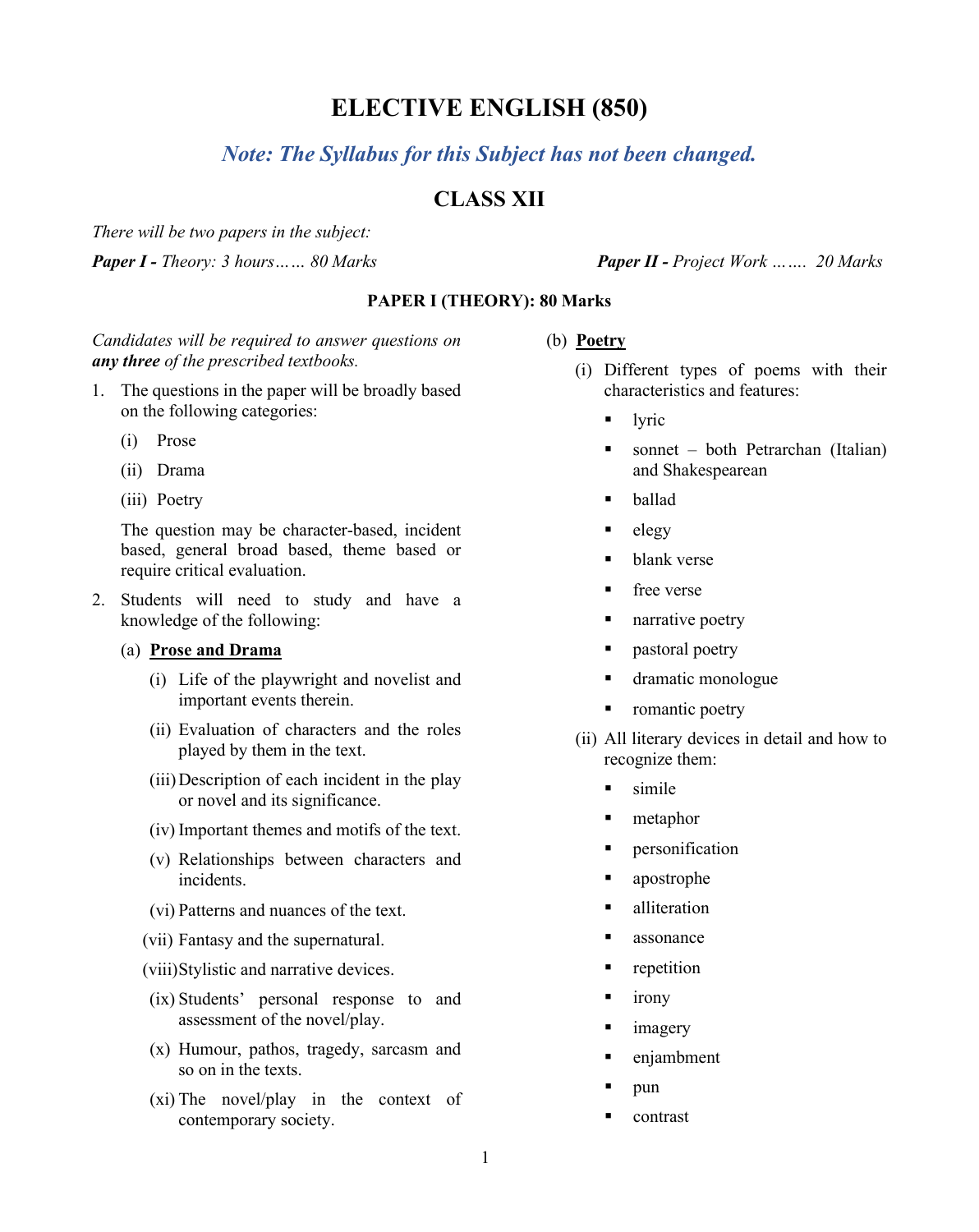# ELECTIVE ENGLISH (850)

***Note: The Syllabus for this Subject has not been changed.***

## CLASS XII

*There will be two papers in the subject:*

***Paper I** - Theory: 3 hours…… 80 Marks*

***Paper II** - Project Work ……. 20 Marks*

**PAPER I (THEORY): 80 Marks**

*Candidates will be required to answer questions on **any three** of the prescribed textbooks.*

1. The questions in the paper will be broadly based on the following categories:

   (i) Prose

   (ii) Drama

   (iii) Poetry

   The question may be character-based, incident based, general broad based, theme based or require critical evaluation.

2. Students will need to study and have a knowledge of the following:

   (a) **Prose and Drama**

   (i) Life of the playwright and novelist and important events therein.

   (ii) Evaluation of characters and the roles played by them in the text.

   (iii) Description of each incident in the play or novel and its significance.

   (iv) Important themes and motifs of the text.

   (v) Relationships between characters and incidents.

   (vi) Patterns and nuances of the text.

   (vii) Fantasy and the supernatural.

   (viii) Stylistic and narrative devices.

   (ix) Students' personal response to and assessment of the novel/play.

   (x) Humour, pathos, tragedy, sarcasm and so on in the texts.

   (xi) The novel/play in the context of contemporary society.

   (b) **Poetry**

   (i) Different types of poems with their characteristics and features:

   - lyric
   - sonnet – both Petrarchan (Italian) and Shakespearean
   - ballad
   - elegy
   - blank verse
   - free verse
   - narrative poetry
   - pastoral poetry
   - dramatic monologue
   - romantic poetry

   (ii) All literary devices in detail and how to recognize them:

   - simile
   - metaphor
   - personification
   - apostrophe
   - alliteration
   - assonance
   - repetition
   - irony
   - imagery
   - enjambment
   - pun
   - contrast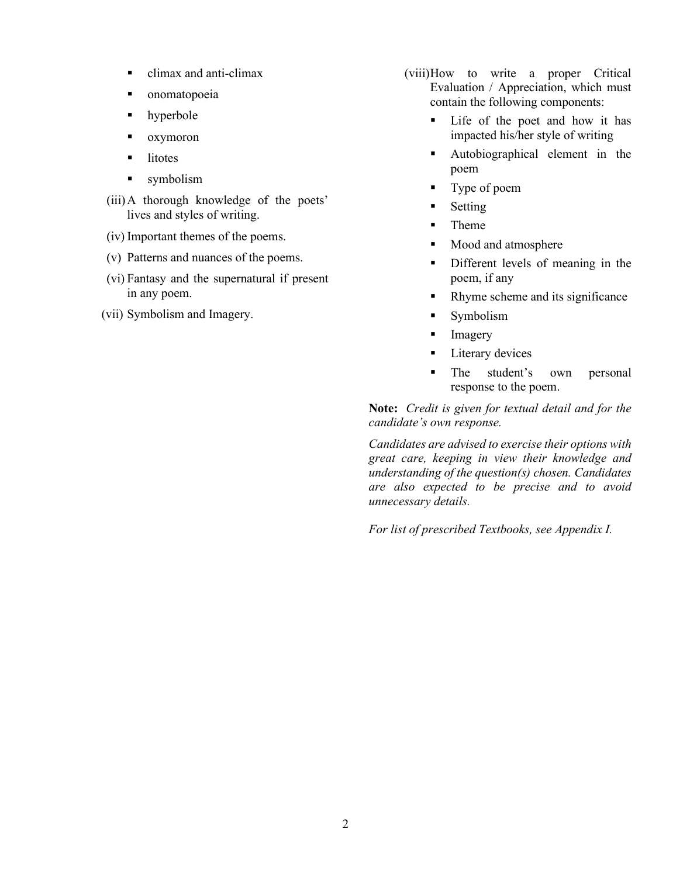- climax and anti-climax
- onomatopoeia
- hyperbole
- oxymoron
- litotes
- symbolism

(iii) A thorough knowledge of the poets' lives and styles of writing.

(iv) Important themes of the poems.

(v) Patterns and nuances of the poems.

(vi) Fantasy and the supernatural if present in any poem.

(vii) Symbolism and Imagery.

(viii) How to write a proper Critical Evaluation / Appreciation, which must contain the following components:

- Life of the poet and how it has impacted his/her style of writing
- Autobiographical element in the poem
- Type of poem
- Setting
- Theme
- Mood and atmosphere
- Different levels of meaning in the poem, if any
- Rhyme scheme and its significance
- Symbolism
- Imagery
- Literary devices
- The student's own personal response to the poem.

**Note:** *Credit is given for textual detail and for the candidate's own response.*

*Candidates are advised to exercise their options with great care, keeping in view their knowledge and understanding of the question(s) chosen. Candidates are also expected to be precise and to avoid unnecessary details.*

*For list of prescribed Textbooks, see Appendix I.*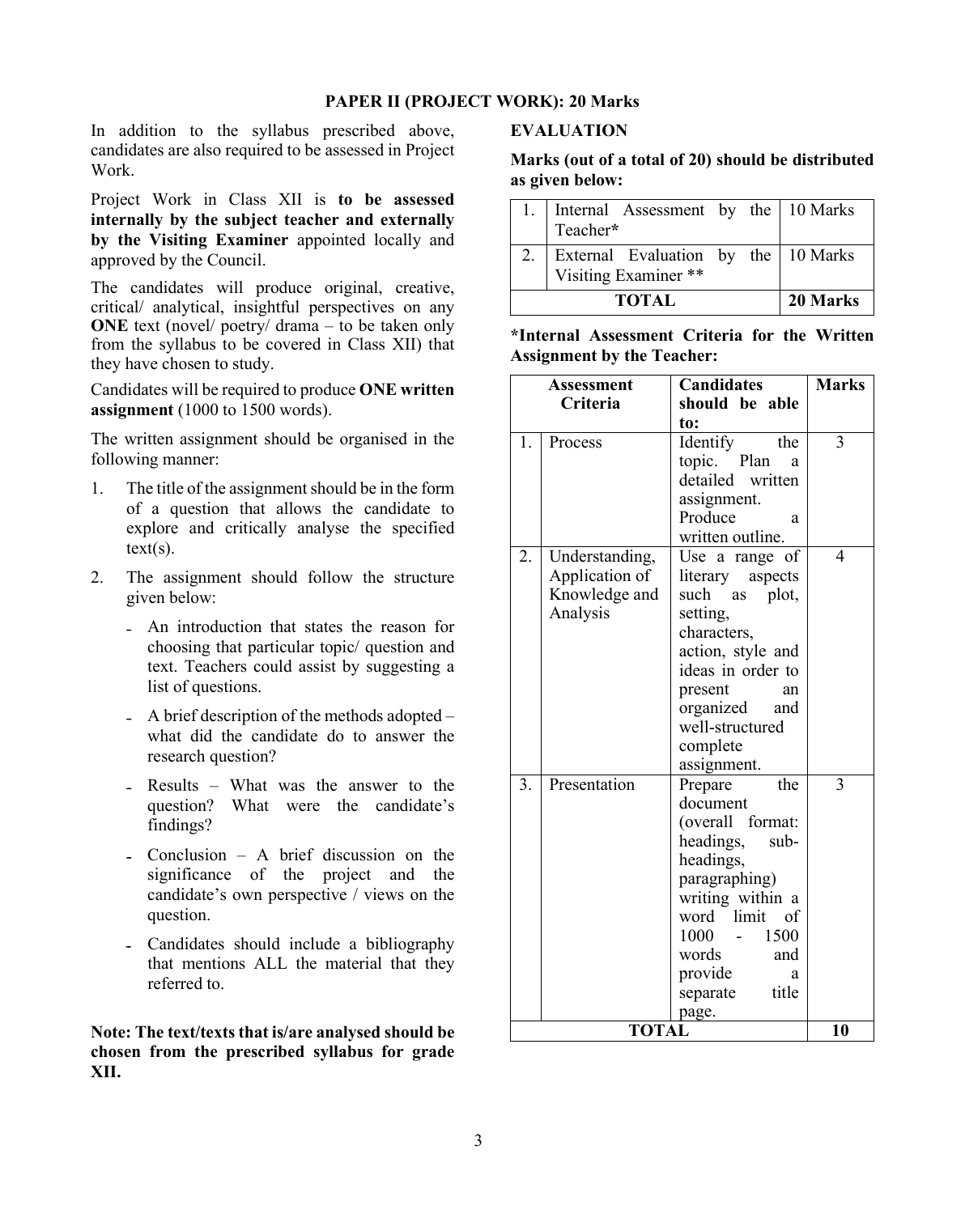## PAPER II (PROJECT WORK): 20 Marks

In addition to the syllabus prescribed above, candidates are also required to be assessed in Project Work.

Project Work in Class XII is **to be assessed internally by the subject teacher and externally by the Visiting Examiner** appointed locally and approved by the Council.

The candidates will produce original, creative, critical/ analytical, insightful perspectives on any **ONE** text (novel/ poetry/ drama – to be taken only from the syllabus to be covered in Class XII) that they have chosen to study.

Candidates will be required to produce **ONE written assignment** (1000 to 1500 words).

The written assignment should be organised in the following manner:

1. The title of the assignment should be in the form of a question that allows the candidate to explore and critically analyse the specified text(s).
2. The assignment should follow the structure given below:
   - An introduction that states the reason for choosing that particular topic/ question and text. Teachers could assist by suggesting a list of questions.
   - A brief description of the methods adopted – what did the candidate do to answer the research question?
   - Results – What was the answer to the question? What were the candidate's findings?
   - Conclusion – A brief discussion on the significance of the project and the candidate's own perspective / views on the question.
   - Candidates should include a bibliography that mentions ALL the material that they referred to.

**Note: The text/texts that is/are analysed should be chosen from the prescribed syllabus for grade XII.**

**EVALUATION**

**Marks (out of a total of 20) should be distributed as given below:**

| | | |
|---|---|---|
| 1. | Internal Assessment by the Teacher* | 10 Marks |
| 2. | External Evaluation by the Visiting Examiner ** | 10 Marks |
| **TOTAL** | | **20 Marks** |

***Internal Assessment Criteria for the Written Assignment by the Teacher:**

| Assessment Criteria | | Candidates should be able to: | Marks |
|---|---|---|---|
| 1. | Process | Identify the topic. Plan a detailed written assignment. Produce a written outline. | 3 |
| 2. | Understanding, Application of Knowledge and Analysis | Use a range of literary aspects such as plot, setting, characters, action, style and ideas in order to present an organized and well-structured complete assignment. | 4 |
| 3. | Presentation | Prepare the document (overall format: headings, sub-headings, paragraphing) writing within a word limit of 1000 - 1500 words and provide a separate title page. | 3 |
| **TOTAL** | | | **10** |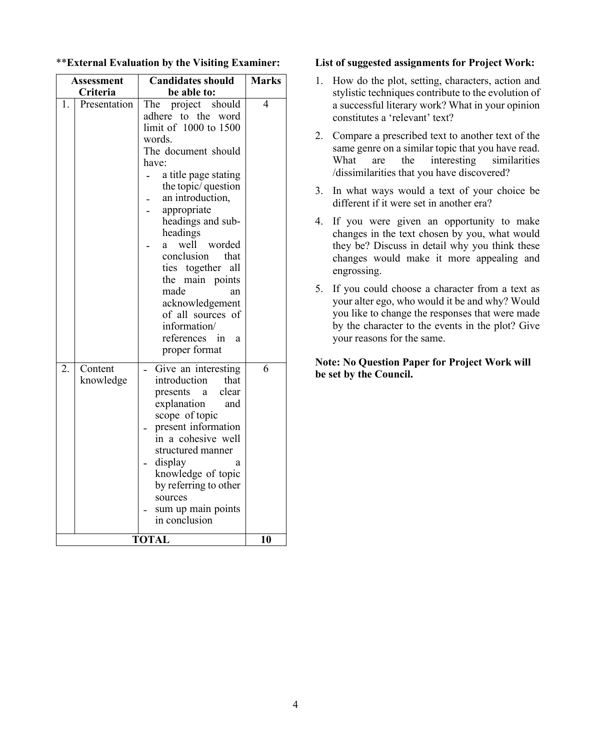**External Evaluation by the Visiting Examiner:

| Assessment Criteria | | Candidates should be able to: | Marks |
|---|---|---|---|
| 1. | Presentation | The project should adhere to the word limit of 1000 to 1500 words.<br>The document should have:<br>- a title page stating the topic/ question<br>- an introduction,<br>- appropriate headings and sub-headings<br>- a well worded conclusion that ties together all the main points made an acknowledgement of all sources of information/ references in a proper format | 4 |
| 2. | Content knowledge | - Give an interesting introduction that presents a clear explanation and scope of topic<br>- present information in a cohesive well structured manner<br>- display a knowledge of topic by referring to other sources<br>- sum up main points in conclusion | 6 |
| **TOTAL** | | | **10** |

**List of suggested assignments for Project Work:**

1. How do the plot, setting, characters, action and stylistic techniques contribute to the evolution of a successful literary work? What in your opinion constitutes a 'relevant' text?
2. Compare a prescribed text to another text of the same genre on a similar topic that you have read. What are the interesting similarities /dissimilarities that you have discovered?
3. In what ways would a text of your choice be different if it were set in another era?
4. If you were given an opportunity to make changes in the text chosen by you, what would they be? Discuss in detail why you think these changes would make it more appealing and engrossing.
5. If you could choose a character from a text as your alter ego, who would it be and why? Would you like to change the responses that were made by the character to the events in the plot? Give your reasons for the same.

**Note: No Question Paper for Project Work will be set by the Council.**